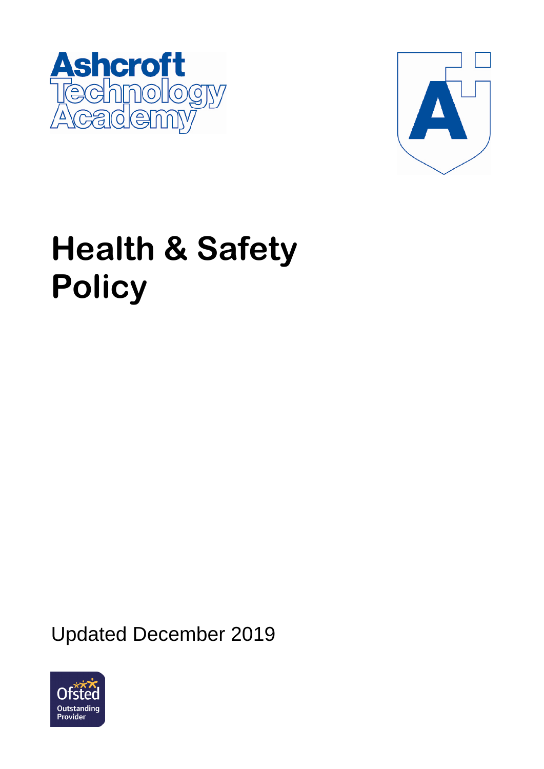Ashcroft Technology Academy

# Health & Safety Policy

Updated December 2019

Ofsted Outstanding Provider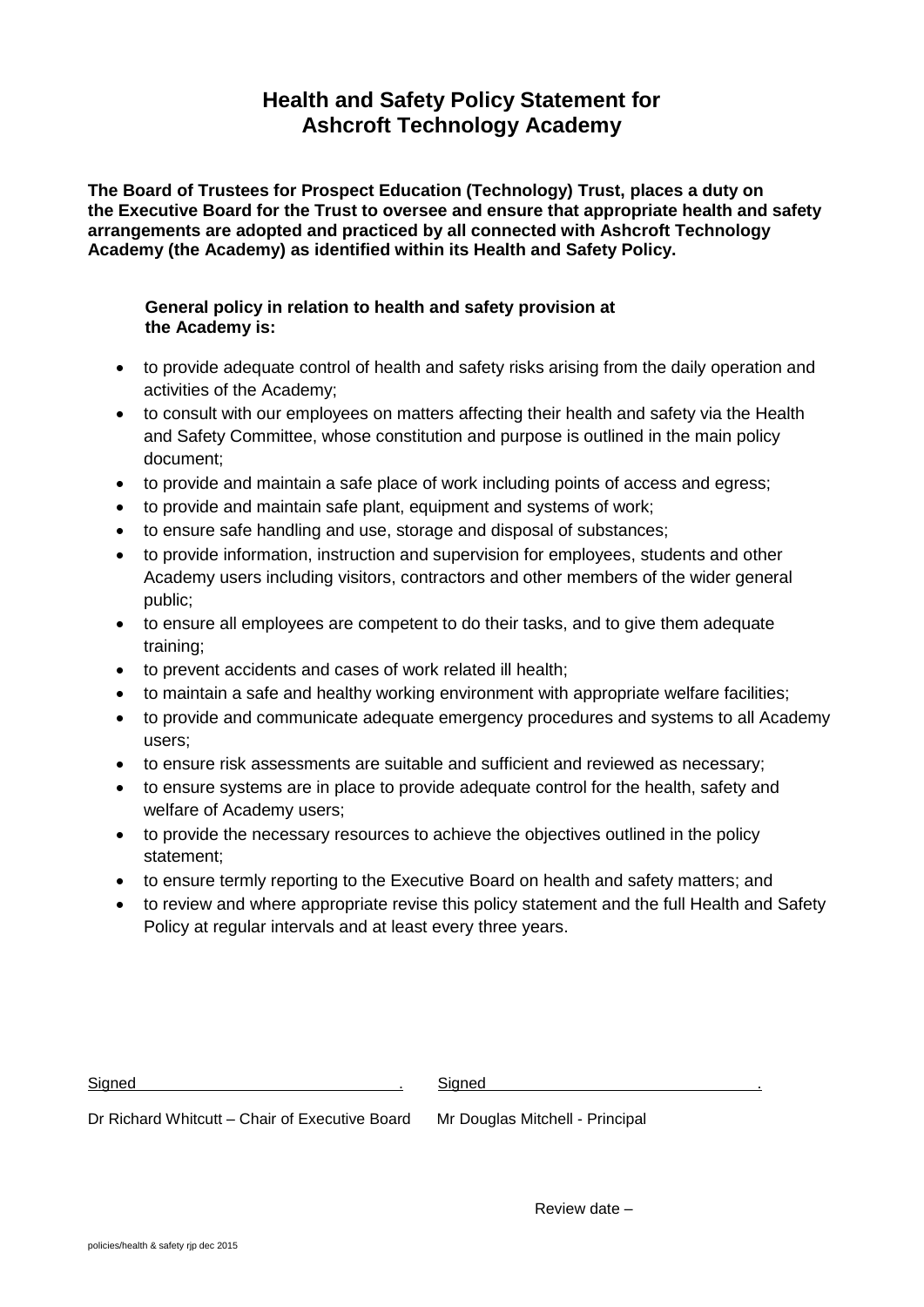# Health and Safety Policy Statement for Ashcroft Technology Academy

**The Board of Trustees for Prospect Education (Technology) Trust, places a duty on the Executive Board for the Trust to oversee and ensure that appropriate health and safety arrangements are adopted and practiced by all connected with Ashcroft Technology Academy (the Academy) as identified within its Health and Safety Policy.**

**General policy in relation to health and safety provision at the Academy is:**

- to provide adequate control of health and safety risks arising from the daily operation and activities of the Academy;
- to consult with our employees on matters affecting their health and safety via the Health and Safety Committee, whose constitution and purpose is outlined in the main policy document;
- to provide and maintain a safe place of work including points of access and egress;
- to provide and maintain safe plant, equipment and systems of work;
- to ensure safe handling and use, storage and disposal of substances;
- to provide information, instruction and supervision for employees, students and other Academy users including visitors, contractors and other members of the wider general public;
- to ensure all employees are competent to do their tasks, and to give them adequate training;
- to prevent accidents and cases of work related ill health;
- to maintain a safe and healthy working environment with appropriate welfare facilities;
- to provide and communicate adequate emergency procedures and systems to all Academy users;
- to ensure risk assessments are suitable and sufficient and reviewed as necessary;
- to ensure systems are in place to provide adequate control for the health, safety and welfare of Academy users;
- to provide the necessary resources to achieve the objectives outlined in the policy statement;
- to ensure termly reporting to the Executive Board on health and safety matters; and
- to review and where appropriate revise this policy statement and the full Health and Safety Policy at regular intervals and at least every three years.

Signed \_\_\_\_\_\_\_\_\_\_\_\_\_\_\_\_\_\_\_\_\_\_\_\_\_\_\_\_\_\_.    Signed \_\_\_\_\_\_\_\_\_\_\_\_\_\_\_\_\_\_\_\_\_\_\_\_\_\_\_\_\_\_.

Dr Richard Whitcutt – Chair of Executive Board    Mr Douglas Mitchell - Principal

Review date –

policies/health & safety rjp dec 2015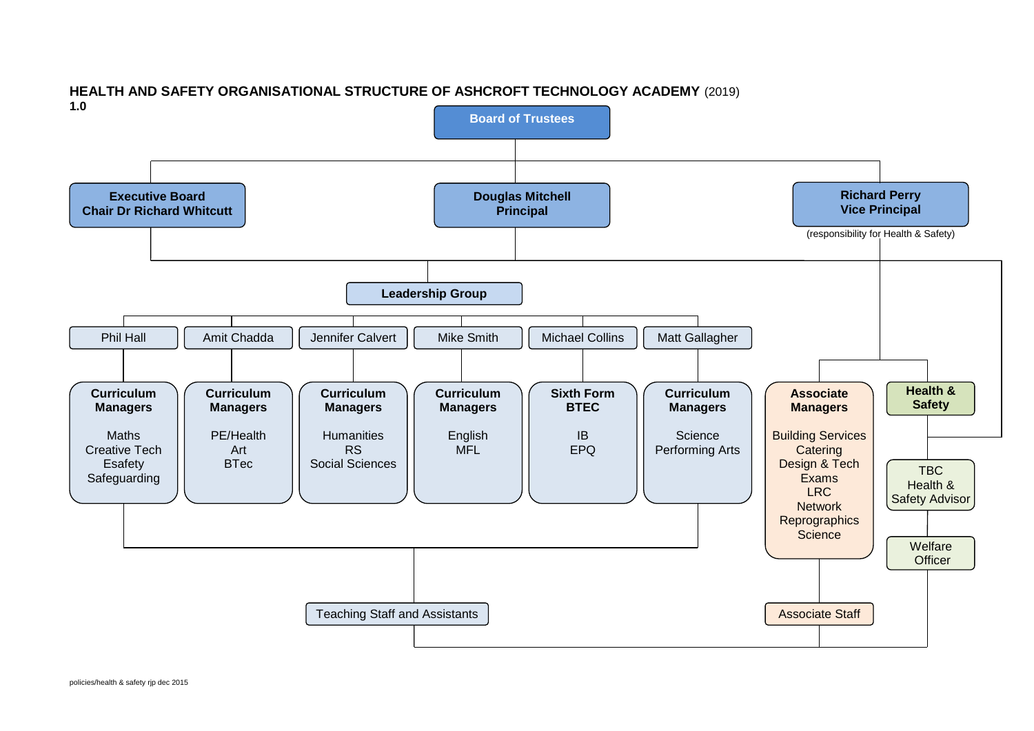# HEALTH AND SAFETY ORGANISATIONAL STRUCTURE OF ASHCROFT TECHNOLOGY ACADEMY (2019)

**1.0**

**Board of Trustees**

- **Executive Board** — **Chair Dr Richard Whitcutt**
- **Douglas Mitchell** — **Principal**
- **Richard Perry** — **Vice Principal** (responsibility for Health & Safety)

**Leadership Group**

| Phil Hall | Amit Chadda | Jennifer Calvert | Mike Smith | Michael Collins | Matt Gallagher |
|---|---|---|---|---|---|
| **Curriculum Managers** | **Curriculum Managers** | **Curriculum Managers** | **Curriculum Managers** | **Sixth Form BTEC** | **Curriculum Managers** |
| Maths<br>Creative Tech<br>Esafety<br>Safeguarding | PE/Health<br>Art<br>BTec | Humanities<br>RS<br>Social Sciences | English<br>MFL | IB<br>EPQ | Science<br>Performing Arts |

**Teaching Staff and Assistants**

**Associate Managers**

- Building Services
- Catering
- Design & Tech
- Exams
- LRC
- Network
- Reprographics
- Science

**Associate Staff**

**Health & Safety**

- TBC Health & Safety Advisor
- Welfare Officer

policies/health & safety rjp dec 2015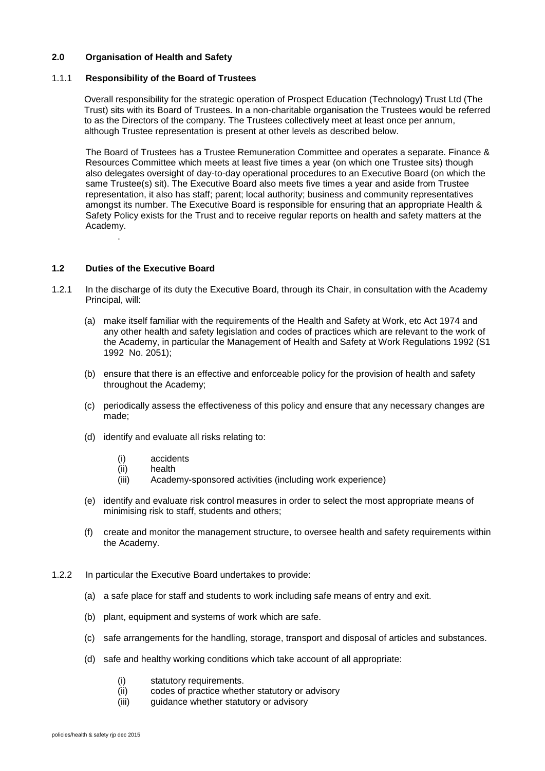## 2.0 Organisation of Health and Safety

### 1.1.1 Responsibility of the Board of Trustees

Overall responsibility for the strategic operation of Prospect Education (Technology) Trust Ltd (The Trust) sits with its Board of Trustees. In a non-charitable organisation the Trustees would be referred to as the Directors of the company. The Trustees collectively meet at least once per annum, although Trustee representation is present at other levels as described below.

The Board of Trustees has a Trustee Remuneration Committee and operates a separate. Finance & Resources Committee which meets at least five times a year (on which one Trustee sits) though also delegates oversight of day-to-day operational procedures to an Executive Board (on which the same Trustee(s) sit). The Executive Board also meets five times a year and aside from Trustee representation, it also has staff; parent; local authority; business and community representatives amongst its number. The Executive Board is responsible for ensuring that an appropriate Health & Safety Policy exists for the Trust and to receive regular reports on health and safety matters at the Academy.

.

### 1.2 Duties of the Executive Board

1.2.1 In the discharge of its duty the Executive Board, through its Chair, in consultation with the Academy Principal, will:

(a) make itself familiar with the requirements of the Health and Safety at Work, etc Act 1974 and any other health and safety legislation and codes of practices which are relevant to the work of the Academy, in particular the Management of Health and Safety at Work Regulations 1992 (S1 1992 No. 2051);

(b) ensure that there is an effective and enforceable policy for the provision of health and safety throughout the Academy;

(c) periodically assess the effectiveness of this policy and ensure that any necessary changes are made;

(d) identify and evaluate all risks relating to:

- (i) accidents
- (ii) health
- (iii) Academy-sponsored activities (including work experience)

(e) identify and evaluate risk control measures in order to select the most appropriate means of minimising risk to staff, students and others;

(f) create and monitor the management structure, to oversee health and safety requirements within the Academy.

1.2.2 In particular the Executive Board undertakes to provide:

(a) a safe place for staff and students to work including safe means of entry and exit.

(b) plant, equipment and systems of work which are safe.

(c) safe arrangements for the handling, storage, transport and disposal of articles and substances.

(d) safe and healthy working conditions which take account of all appropriate:

- (i) statutory requirements.
- (ii) codes of practice whether statutory or advisory
- (iii) guidance whether statutory or advisory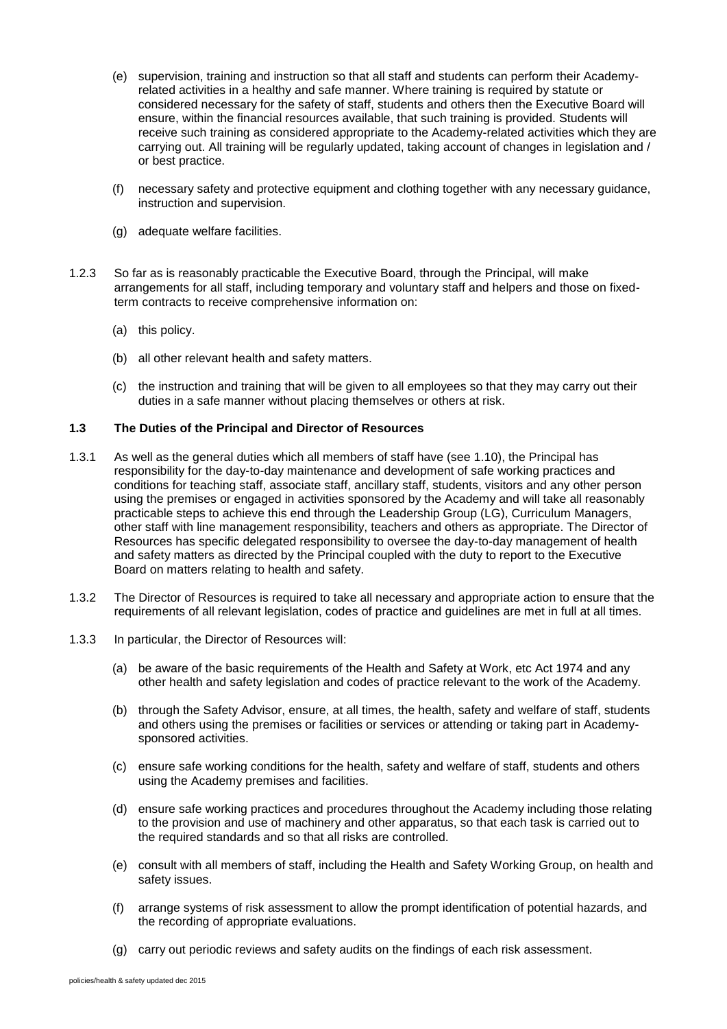(e) supervision, training and instruction so that all staff and students can perform their Academy-related activities in a healthy and safe manner. Where training is required by statute or considered necessary for the safety of staff, students and others then the Executive Board will ensure, within the financial resources available, that such training is provided. Students will receive such training as considered appropriate to the Academy-related activities which they are carrying out. All training will be regularly updated, taking account of changes in legislation and / or best practice.

(f) necessary safety and protective equipment and clothing together with any necessary guidance, instruction and supervision.

(g) adequate welfare facilities.

1.2.3 So far as is reasonably practicable the Executive Board, through the Principal, will make arrangements for all staff, including temporary and voluntary staff and helpers and those on fixed-term contracts to receive comprehensive information on:

(a) this policy.

(b) all other relevant health and safety matters.

(c) the instruction and training that will be given to all employees so that they may carry out their duties in a safe manner without placing themselves or others at risk.

### 1.3 The Duties of the Principal and Director of Resources

1.3.1 As well as the general duties which all members of staff have (see 1.10), the Principal has responsibility for the day-to-day maintenance and development of safe working practices and conditions for teaching staff, associate staff, ancillary staff, students, visitors and any other person using the premises or engaged in activities sponsored by the Academy and will take all reasonably practicable steps to achieve this end through the Leadership Group (LG), Curriculum Managers, other staff with line management responsibility, teachers and others as appropriate. The Director of Resources has specific delegated responsibility to oversee the day-to-day management of health and safety matters as directed by the Principal coupled with the duty to report to the Executive Board on matters relating to health and safety.

1.3.2 The Director of Resources is required to take all necessary and appropriate action to ensure that the requirements of all relevant legislation, codes of practice and guidelines are met in full at all times.

1.3.3 In particular, the Director of Resources will:

(a) be aware of the basic requirements of the Health and Safety at Work, etc Act 1974 and any other health and safety legislation and codes of practice relevant to the work of the Academy.

(b) through the Safety Advisor, ensure, at all times, the health, safety and welfare of staff, students and others using the premises or facilities or services or attending or taking part in Academy-sponsored activities.

(c) ensure safe working conditions for the health, safety and welfare of staff, students and others using the Academy premises and facilities.

(d) ensure safe working practices and procedures throughout the Academy including those relating to the provision and use of machinery and other apparatus, so that each task is carried out to the required standards and so that all risks are controlled.

(e) consult with all members of staff, including the Health and Safety Working Group, on health and safety issues.

(f) arrange systems of risk assessment to allow the prompt identification of potential hazards, and the recording of appropriate evaluations.

(g) carry out periodic reviews and safety audits on the findings of each risk assessment.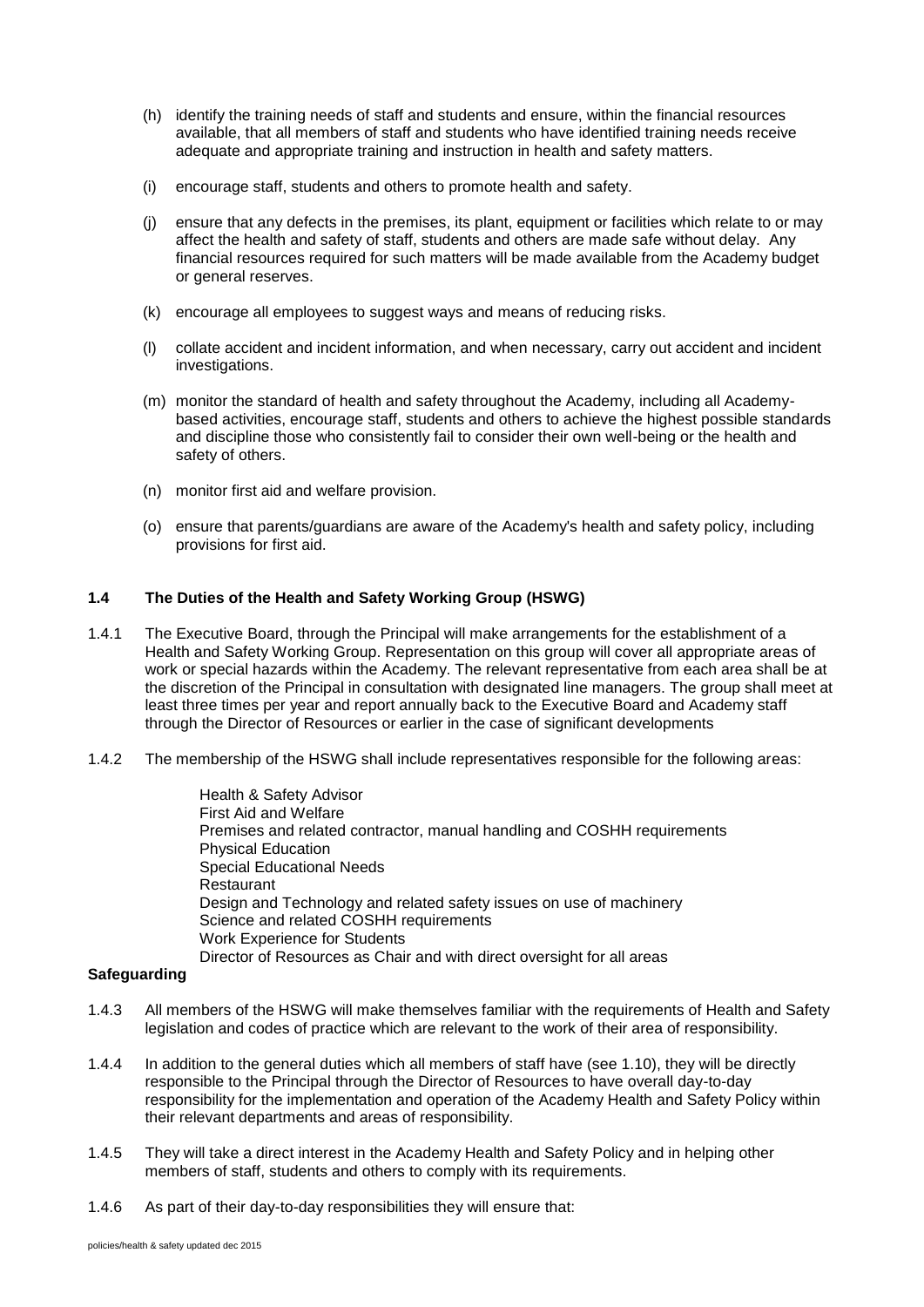(h) identify the training needs of staff and students and ensure, within the financial resources available, that all members of staff and students who have identified training needs receive adequate and appropriate training and instruction in health and safety matters.

(i) encourage staff, students and others to promote health and safety.

(j) ensure that any defects in the premises, its plant, equipment or facilities which relate to or may affect the health and safety of staff, students and others are made safe without delay. Any financial resources required for such matters will be made available from the Academy budget or general reserves.

(k) encourage all employees to suggest ways and means of reducing risks.

(l) collate accident and incident information, and when necessary, carry out accident and incident investigations.

(m) monitor the standard of health and safety throughout the Academy, including all Academy-based activities, encourage staff, students and others to achieve the highest possible standards and discipline those who consistently fail to consider their own well-being or the health and safety of others.

(n) monitor first aid and welfare provision.

(o) ensure that parents/guardians are aware of the Academy's health and safety policy, including provisions for first aid.

### 1.4 The Duties of the Health and Safety Working Group (HSWG)

1.4.1 The Executive Board, through the Principal will make arrangements for the establishment of a Health and Safety Working Group. Representation on this group will cover all appropriate areas of work or special hazards within the Academy. The relevant representative from each area shall be at the discretion of the Principal in consultation with designated line managers. The group shall meet at least three times per year and report annually back to the Executive Board and Academy staff through the Director of Resources or earlier in the case of significant developments

1.4.2 The membership of the HSWG shall include representatives responsible for the following areas:

Health & Safety Advisor
First Aid and Welfare
Premises and related contractor, manual handling and COSHH requirements
Physical Education
Special Educational Needs
Restaurant
Design and Technology and related safety issues on use of machinery
Science and related COSHH requirements
Work Experience for Students
Director of Resources as Chair and with direct oversight for all areas

**Safeguarding**

1.4.3 All members of the HSWG will make themselves familiar with the requirements of Health and Safety legislation and codes of practice which are relevant to the work of their area of responsibility.

1.4.4 In addition to the general duties which all members of staff have (see 1.10), they will be directly responsible to the Principal through the Director of Resources to have overall day-to-day responsibility for the implementation and operation of the Academy Health and Safety Policy within their relevant departments and areas of responsibility.

1.4.5 They will take a direct interest in the Academy Health and Safety Policy and in helping other members of staff, students and others to comply with its requirements.

1.4.6 As part of their day-to-day responsibilities they will ensure that: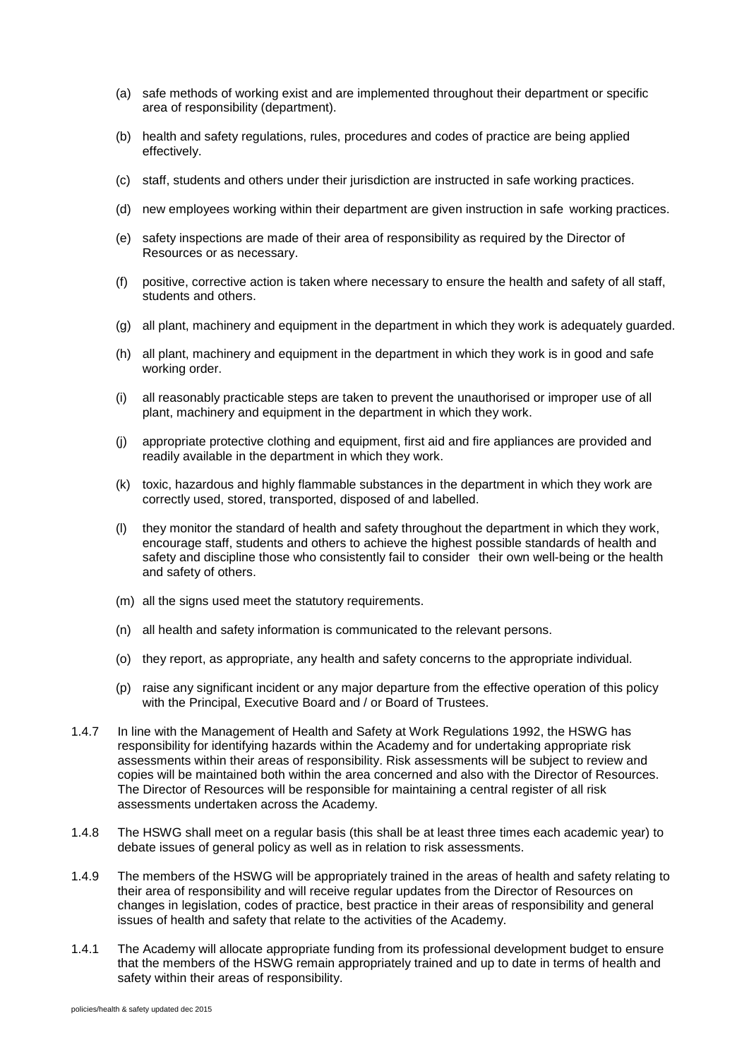(a) safe methods of working exist and are implemented throughout their department or specific area of responsibility (department).

(b) health and safety regulations, rules, procedures and codes of practice are being applied effectively.

(c) staff, students and others under their jurisdiction are instructed in safe working practices.

(d) new employees working within their department are given instruction in safe working practices.

(e) safety inspections are made of their area of responsibility as required by the Director of Resources or as necessary.

(f) positive, corrective action is taken where necessary to ensure the health and safety of all staff, students and others.

(g) all plant, machinery and equipment in the department in which they work is adequately guarded.

(h) all plant, machinery and equipment in the department in which they work is in good and safe working order.

(i) all reasonably practicable steps are taken to prevent the unauthorised or improper use of all plant, machinery and equipment in the department in which they work.

(j) appropriate protective clothing and equipment, first aid and fire appliances are provided and readily available in the department in which they work.

(k) toxic, hazardous and highly flammable substances in the department in which they work are correctly used, stored, transported, disposed of and labelled.

(l) they monitor the standard of health and safety throughout the department in which they work, encourage staff, students and others to achieve the highest possible standards of health and safety and discipline those who consistently fail to consider their own well-being or the health and safety of others.

(m) all the signs used meet the statutory requirements.

(n) all health and safety information is communicated to the relevant persons.

(o) they report, as appropriate, any health and safety concerns to the appropriate individual.

(p) raise any significant incident or any major departure from the effective operation of this policy with the Principal, Executive Board and / or Board of Trustees.

1.4.7 In line with the Management of Health and Safety at Work Regulations 1992, the HSWG has responsibility for identifying hazards within the Academy and for undertaking appropriate risk assessments within their areas of responsibility. Risk assessments will be subject to review and copies will be maintained both within the area concerned and also with the Director of Resources. The Director of Resources will be responsible for maintaining a central register of all risk assessments undertaken across the Academy.

1.4.8 The HSWG shall meet on a regular basis (this shall be at least three times each academic year) to debate issues of general policy as well as in relation to risk assessments.

1.4.9 The members of the HSWG will be appropriately trained in the areas of health and safety relating to their area of responsibility and will receive regular updates from the Director of Resources on changes in legislation, codes of practice, best practice in their areas of responsibility and general issues of health and safety that relate to the activities of the Academy.

1.4.1 The Academy will allocate appropriate funding from its professional development budget to ensure that the members of the HSWG remain appropriately trained and up to date in terms of health and safety within their areas of responsibility.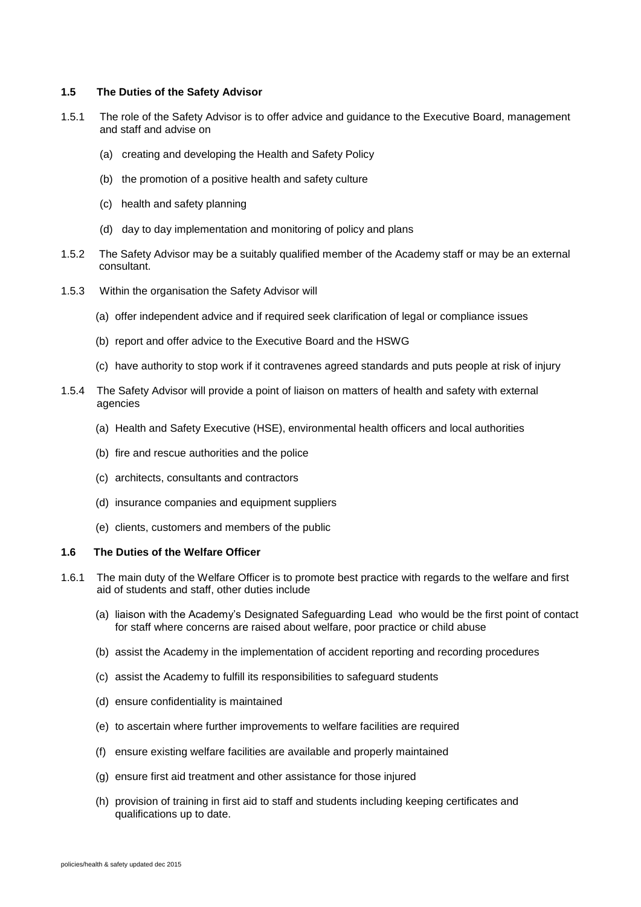### 1.5 The Duties of the Safety Advisor

1.5.1 The role of the Safety Advisor is to offer advice and guidance to the Executive Board, management and staff and advise on

(a) creating and developing the Health and Safety Policy

(b) the promotion of a positive health and safety culture

(c) health and safety planning

(d) day to day implementation and monitoring of policy and plans

1.5.2 The Safety Advisor may be a suitably qualified member of the Academy staff or may be an external consultant.

1.5.3 Within the organisation the Safety Advisor will

(a) offer independent advice and if required seek clarification of legal or compliance issues

(b) report and offer advice to the Executive Board and the HSWG

(c) have authority to stop work if it contravenes agreed standards and puts people at risk of injury

1.5.4 The Safety Advisor will provide a point of liaison on matters of health and safety with external agencies

(a) Health and Safety Executive (HSE), environmental health officers and local authorities

(b) fire and rescue authorities and the police

(c) architects, consultants and contractors

(d) insurance companies and equipment suppliers

(e) clients, customers and members of the public

### 1.6 The Duties of the Welfare Officer

1.6.1 The main duty of the Welfare Officer is to promote best practice with regards to the welfare and first aid of students and staff, other duties include

(a) liaison with the Academy's Designated Safeguarding Lead who would be the first point of contact for staff where concerns are raised about welfare, poor practice or child abuse

(b) assist the Academy in the implementation of accident reporting and recording procedures

(c) assist the Academy to fulfill its responsibilities to safeguard students

(d) ensure confidentiality is maintained

(e) to ascertain where further improvements to welfare facilities are required

(f) ensure existing welfare facilities are available and properly maintained

(g) ensure first aid treatment and other assistance for those injured

(h) provision of training in first aid to staff and students including keeping certificates and qualifications up to date.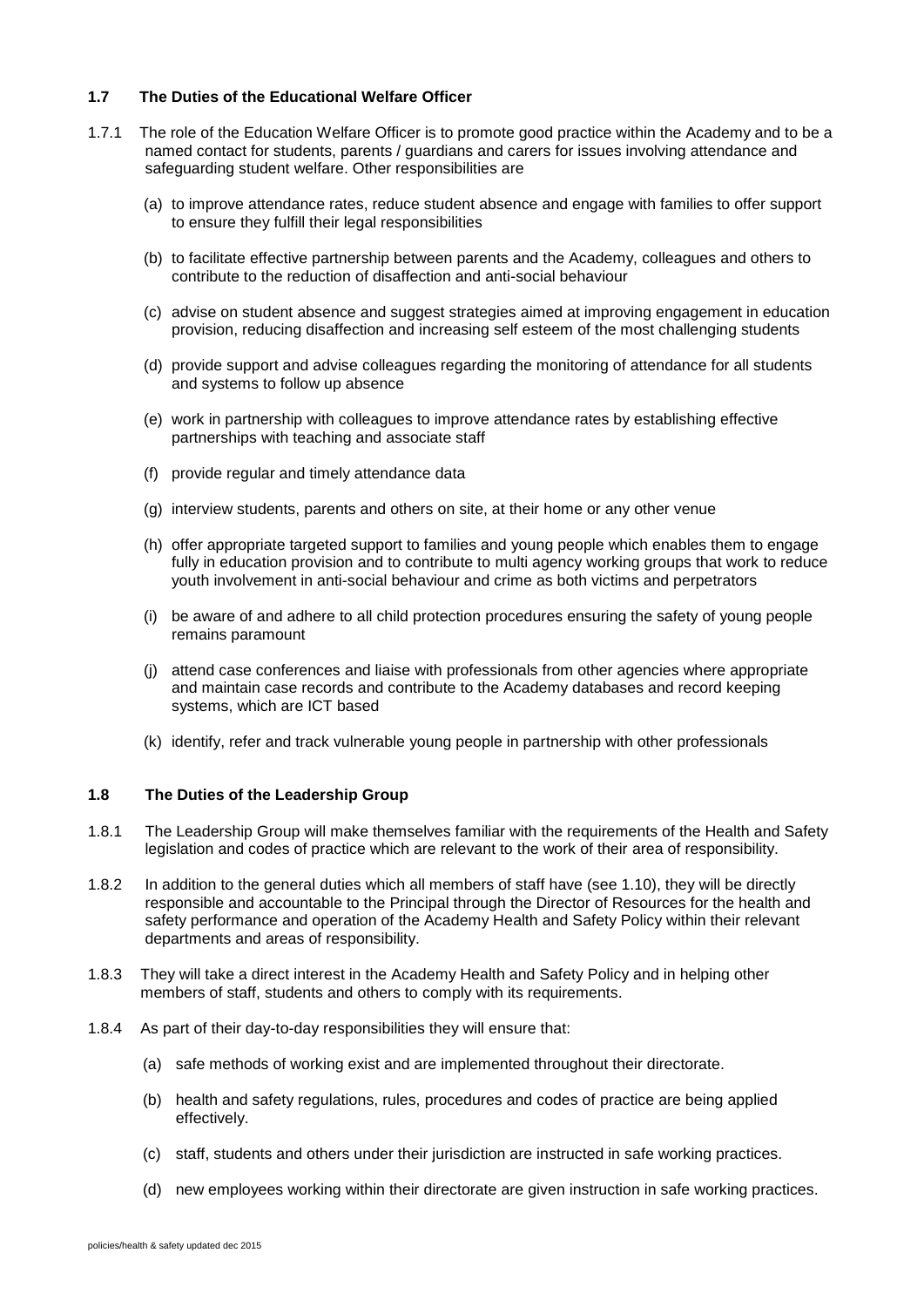### 1.7 The Duties of the Educational Welfare Officer

1.7.1 The role of the Education Welfare Officer is to promote good practice within the Academy and to be a named contact for students, parents / guardians and carers for issues involving attendance and safeguarding student welfare. Other responsibilities are

(a) to improve attendance rates, reduce student absence and engage with families to offer support to ensure they fulfill their legal responsibilities

(b) to facilitate effective partnership between parents and the Academy, colleagues and others to contribute to the reduction of disaffection and anti-social behaviour

(c) advise on student absence and suggest strategies aimed at improving engagement in education provision, reducing disaffection and increasing self esteem of the most challenging students

(d) provide support and advise colleagues regarding the monitoring of attendance for all students and systems to follow up absence

(e) work in partnership with colleagues to improve attendance rates by establishing effective partnerships with teaching and associate staff

(f) provide regular and timely attendance data

(g) interview students, parents and others on site, at their home or any other venue

(h) offer appropriate targeted support to families and young people which enables them to engage fully in education provision and to contribute to multi agency working groups that work to reduce youth involvement in anti-social behaviour and crime as both victims and perpetrators

(i) be aware of and adhere to all child protection procedures ensuring the safety of young people remains paramount

(j) attend case conferences and liaise with professionals from other agencies where appropriate and maintain case records and contribute to the Academy databases and record keeping systems, which are ICT based

(k) identify, refer and track vulnerable young people in partnership with other professionals

### 1.8 The Duties of the Leadership Group

1.8.1 The Leadership Group will make themselves familiar with the requirements of the Health and Safety legislation and codes of practice which are relevant to the work of their area of responsibility.

1.8.2 In addition to the general duties which all members of staff have (see 1.10), they will be directly responsible and accountable to the Principal through the Director of Resources for the health and safety performance and operation of the Academy Health and Safety Policy within their relevant departments and areas of responsibility.

1.8.3 They will take a direct interest in the Academy Health and Safety Policy and in helping other members of staff, students and others to comply with its requirements.

1.8.4 As part of their day-to-day responsibilities they will ensure that:

(a) safe methods of working exist and are implemented throughout their directorate.

(b) health and safety regulations, rules, procedures and codes of practice are being applied effectively.

(c) staff, students and others under their jurisdiction are instructed in safe working practices.

(d) new employees working within their directorate are given instruction in safe working practices.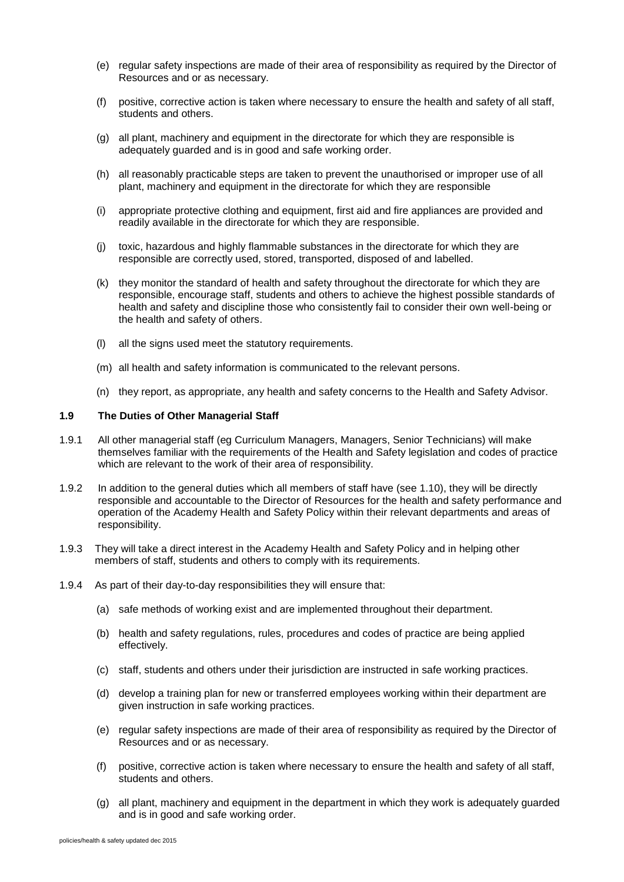(e) regular safety inspections are made of their area of responsibility as required by the Director of Resources and or as necessary.

(f) positive, corrective action is taken where necessary to ensure the health and safety of all staff, students and others.

(g) all plant, machinery and equipment in the directorate for which they are responsible is adequately guarded and is in good and safe working order.

(h) all reasonably practicable steps are taken to prevent the unauthorised or improper use of all plant, machinery and equipment in the directorate for which they are responsible

(i) appropriate protective clothing and equipment, first aid and fire appliances are provided and readily available in the directorate for which they are responsible.

(j) toxic, hazardous and highly flammable substances in the directorate for which they are responsible are correctly used, stored, transported, disposed of and labelled.

(k) they monitor the standard of health and safety throughout the directorate for which they are responsible, encourage staff, students and others to achieve the highest possible standards of health and safety and discipline those who consistently fail to consider their own well-being or the health and safety of others.

(l) all the signs used meet the statutory requirements.

(m) all health and safety information is communicated to the relevant persons.

(n) they report, as appropriate, any health and safety concerns to the Health and Safety Advisor.

### 1.9 The Duties of Other Managerial Staff

1.9.1 All other managerial staff (eg Curriculum Managers, Managers, Senior Technicians) will make themselves familiar with the requirements of the Health and Safety legislation and codes of practice which are relevant to the work of their area of responsibility.

1.9.2 In addition to the general duties which all members of staff have (see 1.10), they will be directly responsible and accountable to the Director of Resources for the health and safety performance and operation of the Academy Health and Safety Policy within their relevant departments and areas of responsibility.

1.9.3 They will take a direct interest in the Academy Health and Safety Policy and in helping other members of staff, students and others to comply with its requirements.

1.9.4 As part of their day-to-day responsibilities they will ensure that:

(a) safe methods of working exist and are implemented throughout their department.

(b) health and safety regulations, rules, procedures and codes of practice are being applied effectively.

(c) staff, students and others under their jurisdiction are instructed in safe working practices.

(d) develop a training plan for new or transferred employees working within their department are given instruction in safe working practices.

(e) regular safety inspections are made of their area of responsibility as required by the Director of Resources and or as necessary.

(f) positive, corrective action is taken where necessary to ensure the health and safety of all staff, students and others.

(g) all plant, machinery and equipment in the department in which they work is adequately guarded and is in good and safe working order.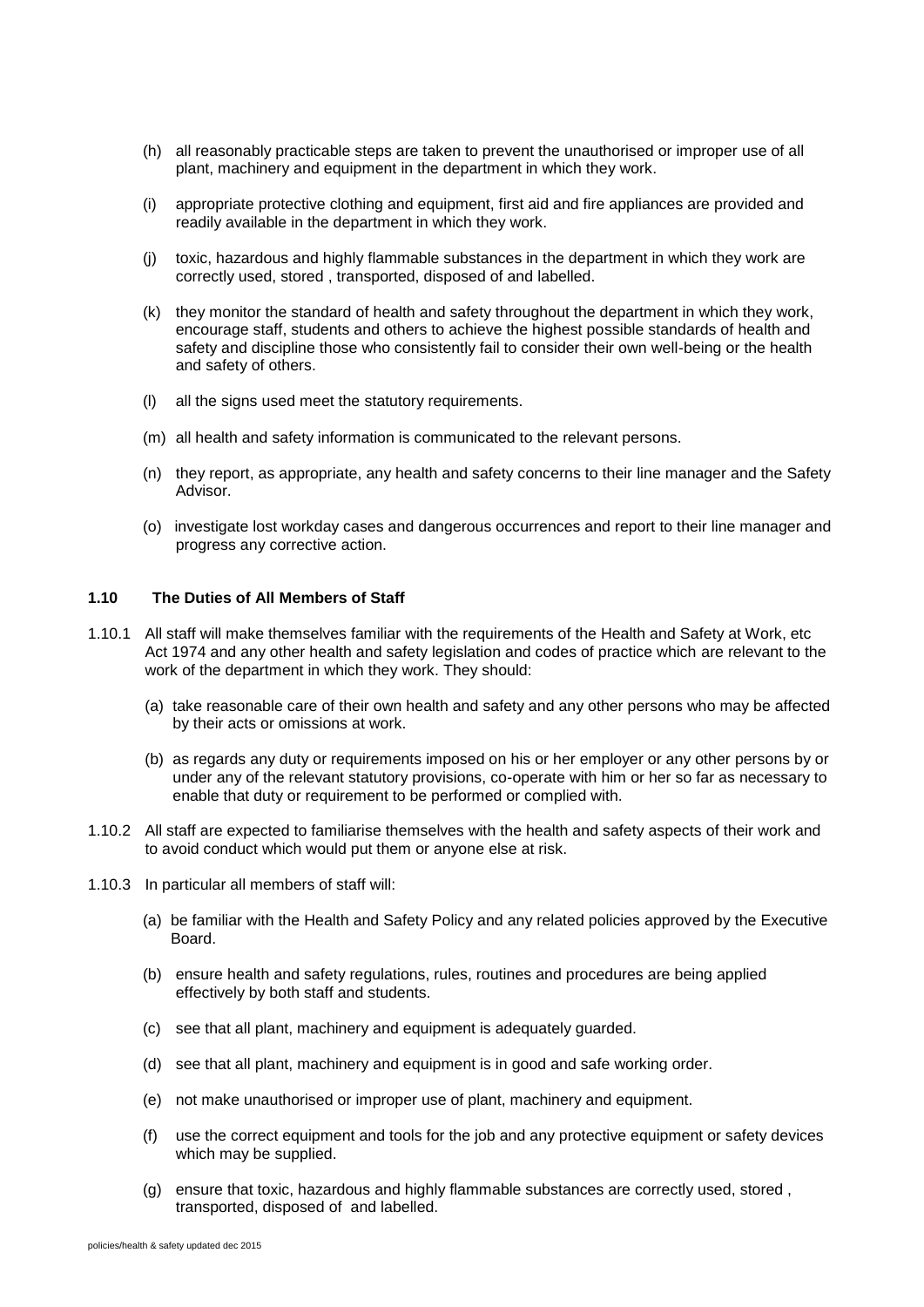(h) all reasonably practicable steps are taken to prevent the unauthorised or improper use of all plant, machinery and equipment in the department in which they work.

(i) appropriate protective clothing and equipment, first aid and fire appliances are provided and readily available in the department in which they work.

(j) toxic, hazardous and highly flammable substances in the department in which they work are correctly used, stored , transported, disposed of and labelled.

(k) they monitor the standard of health and safety throughout the department in which they work, encourage staff, students and others to achieve the highest possible standards of health and safety and discipline those who consistently fail to consider their own well-being or the health and safety of others.

(l) all the signs used meet the statutory requirements.

(m) all health and safety information is communicated to the relevant persons.

(n) they report, as appropriate, any health and safety concerns to their line manager and the Safety Advisor.

(o) investigate lost workday cases and dangerous occurrences and report to their line manager and progress any corrective action.

### 1.10 The Duties of All Members of Staff

1.10.1 All staff will make themselves familiar with the requirements of the Health and Safety at Work, etc Act 1974 and any other health and safety legislation and codes of practice which are relevant to the work of the department in which they work. They should:

(a) take reasonable care of their own health and safety and any other persons who may be affected by their acts or omissions at work.

(b) as regards any duty or requirements imposed on his or her employer or any other persons by or under any of the relevant statutory provisions, co-operate with him or her so far as necessary to enable that duty or requirement to be performed or complied with.

1.10.2 All staff are expected to familiarise themselves with the health and safety aspects of their work and to avoid conduct which would put them or anyone else at risk.

1.10.3 In particular all members of staff will:

(a) be familiar with the Health and Safety Policy and any related policies approved by the Executive Board.

(b) ensure health and safety regulations, rules, routines and procedures are being applied effectively by both staff and students.

(c) see that all plant, machinery and equipment is adequately guarded.

(d) see that all plant, machinery and equipment is in good and safe working order.

(e) not make unauthorised or improper use of plant, machinery and equipment.

(f) use the correct equipment and tools for the job and any protective equipment or safety devices which may be supplied.

(g) ensure that toxic, hazardous and highly flammable substances are correctly used, stored , transported, disposed of and labelled.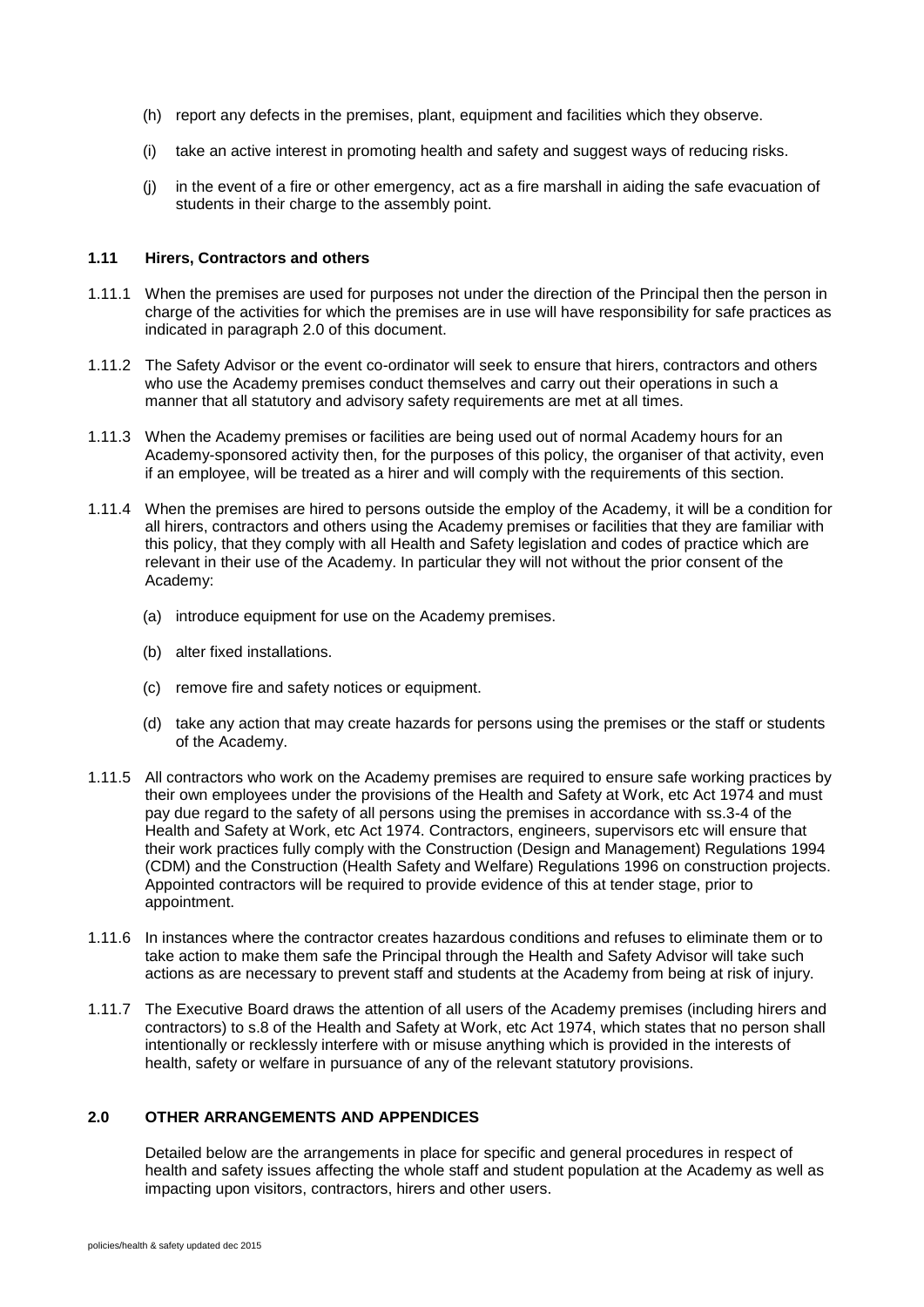(h) report any defects in the premises, plant, equipment and facilities which they observe.

(i) take an active interest in promoting health and safety and suggest ways of reducing risks.

(j) in the event of a fire or other emergency, act as a fire marshall in aiding the safe evacuation of students in their charge to the assembly point.

### 1.11 Hirers, Contractors and others

1.11.1 When the premises are used for purposes not under the direction of the Principal then the person in charge of the activities for which the premises are in use will have responsibility for safe practices as indicated in paragraph 2.0 of this document.

1.11.2 The Safety Advisor or the event co-ordinator will seek to ensure that hirers, contractors and others who use the Academy premises conduct themselves and carry out their operations in such a manner that all statutory and advisory safety requirements are met at all times.

1.11.3 When the Academy premises or facilities are being used out of normal Academy hours for an Academy-sponsored activity then, for the purposes of this policy, the organiser of that activity, even if an employee, will be treated as a hirer and will comply with the requirements of this section.

1.11.4 When the premises are hired to persons outside the employ of the Academy, it will be a condition for all hirers, contractors and others using the Academy premises or facilities that they are familiar with this policy, that they comply with all Health and Safety legislation and codes of practice which are relevant in their use of the Academy. In particular they will not without the prior consent of the Academy:

(a) introduce equipment for use on the Academy premises.

(b) alter fixed installations.

(c) remove fire and safety notices or equipment.

(d) take any action that may create hazards for persons using the premises or the staff or students of the Academy.

1.11.5 All contractors who work on the Academy premises are required to ensure safe working practices by their own employees under the provisions of the Health and Safety at Work, etc Act 1974 and must pay due regard to the safety of all persons using the premises in accordance with ss.3-4 of the Health and Safety at Work, etc Act 1974. Contractors, engineers, supervisors etc will ensure that their work practices fully comply with the Construction (Design and Management) Regulations 1994 (CDM) and the Construction (Health Safety and Welfare) Regulations 1996 on construction projects. Appointed contractors will be required to provide evidence of this at tender stage, prior to appointment.

1.11.6 In instances where the contractor creates hazardous conditions and refuses to eliminate them or to take action to make them safe the Principal through the Health and Safety Advisor will take such actions as are necessary to prevent staff and students at the Academy from being at risk of injury.

1.11.7 The Executive Board draws the attention of all users of the Academy premises (including hirers and contractors) to s.8 of the Health and Safety at Work, etc Act 1974, which states that no person shall intentionally or recklessly interfere with or misuse anything which is provided in the interests of health, safety or welfare in pursuance of any of the relevant statutory provisions.

## 2.0 OTHER ARRANGEMENTS AND APPENDICES

Detailed below are the arrangements in place for specific and general procedures in respect of health and safety issues affecting the whole staff and student population at the Academy as well as impacting upon visitors, contractors, hirers and other users.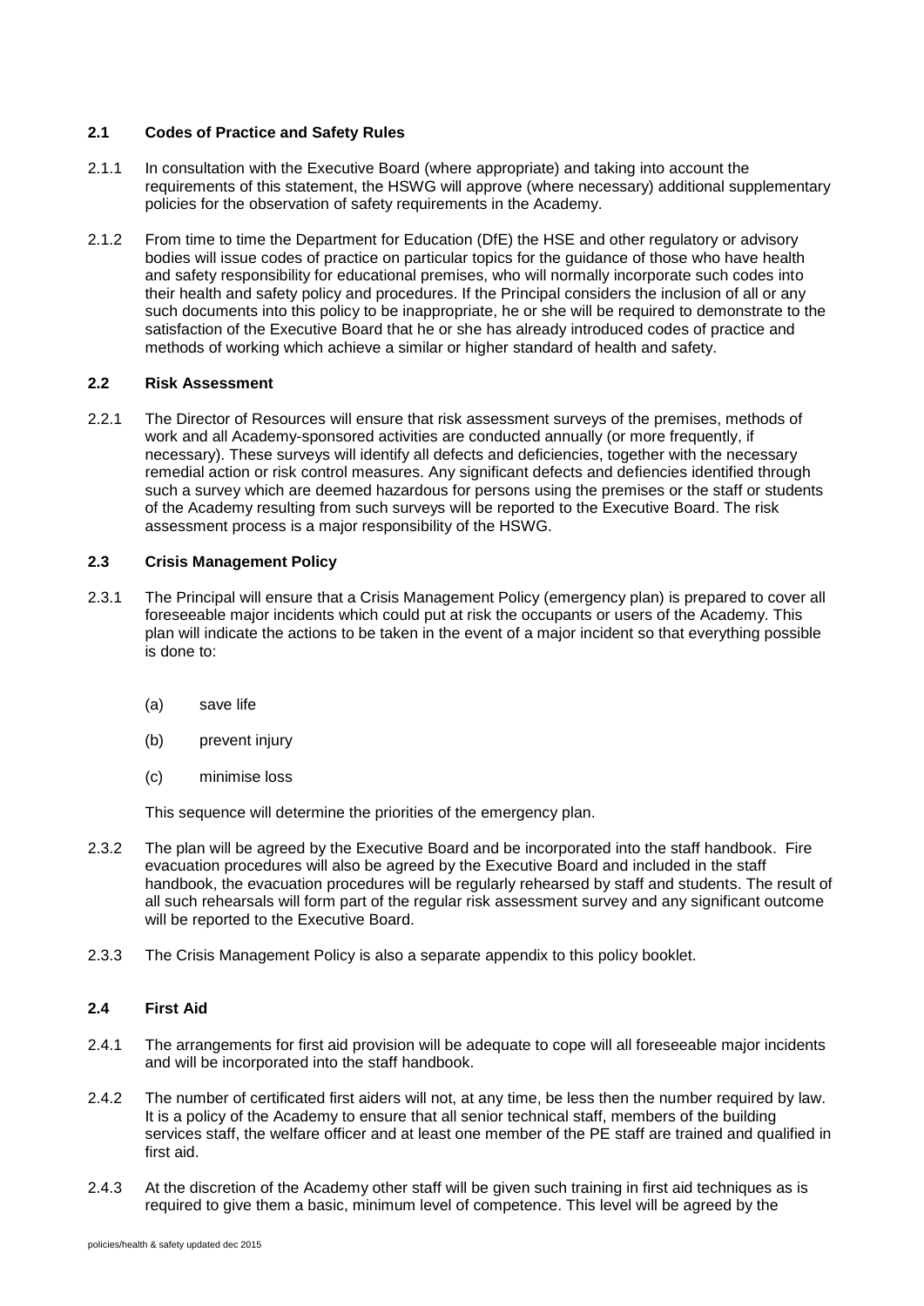### 2.1 Codes of Practice and Safety Rules

2.1.1 In consultation with the Executive Board (where appropriate) and taking into account the requirements of this statement, the HSWG will approve (where necessary) additional supplementary policies for the observation of safety requirements in the Academy.

2.1.2 From time to time the Department for Education (DfE) the HSE and other regulatory or advisory bodies will issue codes of practice on particular topics for the guidance of those who have health and safety responsibility for educational premises, who will normally incorporate such codes into their health and safety policy and procedures. If the Principal considers the inclusion of all or any such documents into this policy to be inappropriate, he or she will be required to demonstrate to the satisfaction of the Executive Board that he or she has already introduced codes of practice and methods of working which achieve a similar or higher standard of health and safety.

### 2.2 Risk Assessment

2.2.1 The Director of Resources will ensure that risk assessment surveys of the premises, methods of work and all Academy-sponsored activities are conducted annually (or more frequently, if necessary). These surveys will identify all defects and deficiencies, together with the necessary remedial action or risk control measures. Any significant defects and defiencies identified through such a survey which are deemed hazardous for persons using the premises or the staff or students of the Academy resulting from such surveys will be reported to the Executive Board. The risk assessment process is a major responsibility of the HSWG.

### 2.3 Crisis Management Policy

2.3.1 The Principal will ensure that a Crisis Management Policy (emergency plan) is prepared to cover all foreseeable major incidents which could put at risk the occupants or users of the Academy. This plan will indicate the actions to be taken in the event of a major incident so that everything possible is done to:

(a) save life

(b) prevent injury

(c) minimise loss

This sequence will determine the priorities of the emergency plan.

2.3.2 The plan will be agreed by the Executive Board and be incorporated into the staff handbook. Fire evacuation procedures will also be agreed by the Executive Board and included in the staff handbook, the evacuation procedures will be regularly rehearsed by staff and students. The result of all such rehearsals will form part of the regular risk assessment survey and any significant outcome will be reported to the Executive Board.

2.3.3 The Crisis Management Policy is also a separate appendix to this policy booklet.

### 2.4 First Aid

2.4.1 The arrangements for first aid provision will be adequate to cope will all foreseeable major incidents and will be incorporated into the staff handbook.

2.4.2 The number of certificated first aiders will not, at any time, be less then the number required by law. It is a policy of the Academy to ensure that all senior technical staff, members of the building services staff, the welfare officer and at least one member of the PE staff are trained and qualified in first aid.

2.4.3 At the discretion of the Academy other staff will be given such training in first aid techniques as is required to give them a basic, minimum level of competence. This level will be agreed by the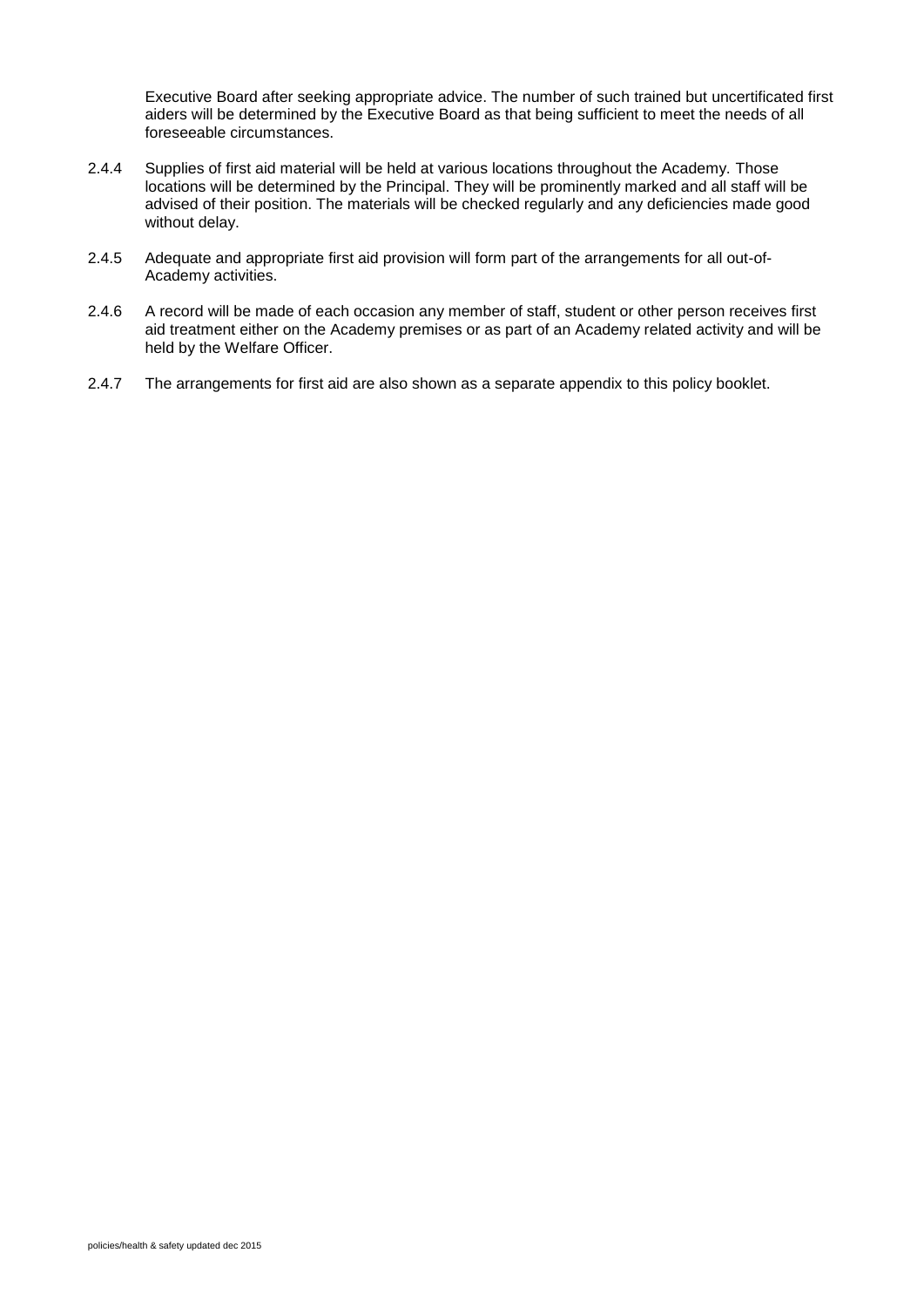Executive Board after seeking appropriate advice. The number of such trained but uncertificated first aiders will be determined by the Executive Board as that being sufficient to meet the needs of all foreseeable circumstances.

2.4.4 Supplies of first aid material will be held at various locations throughout the Academy. Those locations will be determined by the Principal. They will be prominently marked and all staff will be advised of their position. The materials will be checked regularly and any deficiencies made good without delay.

2.4.5 Adequate and appropriate first aid provision will form part of the arrangements for all out-of-Academy activities.

2.4.6 A record will be made of each occasion any member of staff, student or other person receives first aid treatment either on the Academy premises or as part of an Academy related activity and will be held by the Welfare Officer.

2.4.7 The arrangements for first aid are also shown as a separate appendix to this policy booklet.